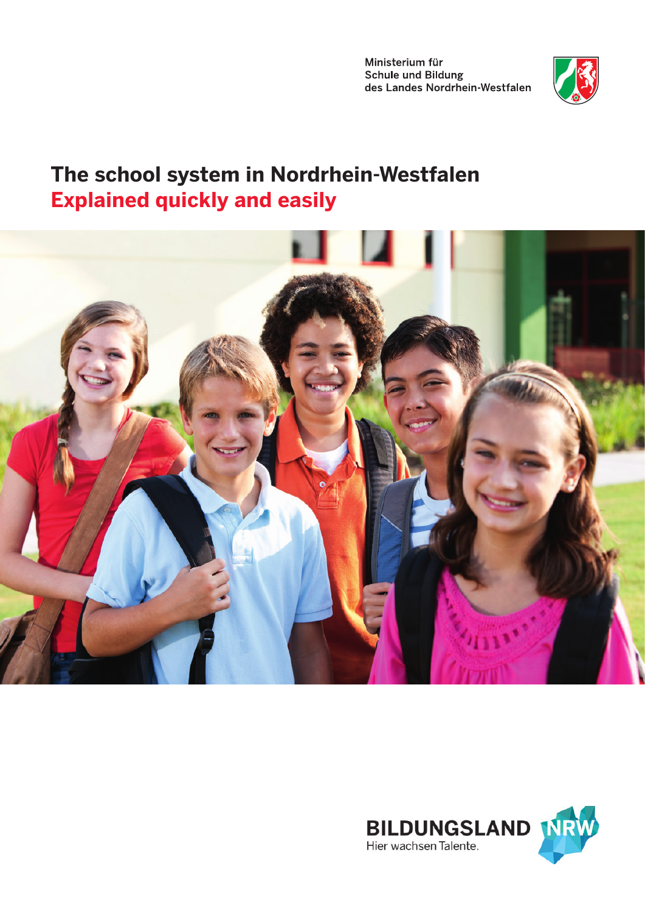Ministerium für
Schule und Bildung
des Landes Nordrhein-Westfalen

# The school system in Nordrhein-Westfalen
## Explained quickly and easily

BILDUNGSLAND NRW
Hier wachsen Talente.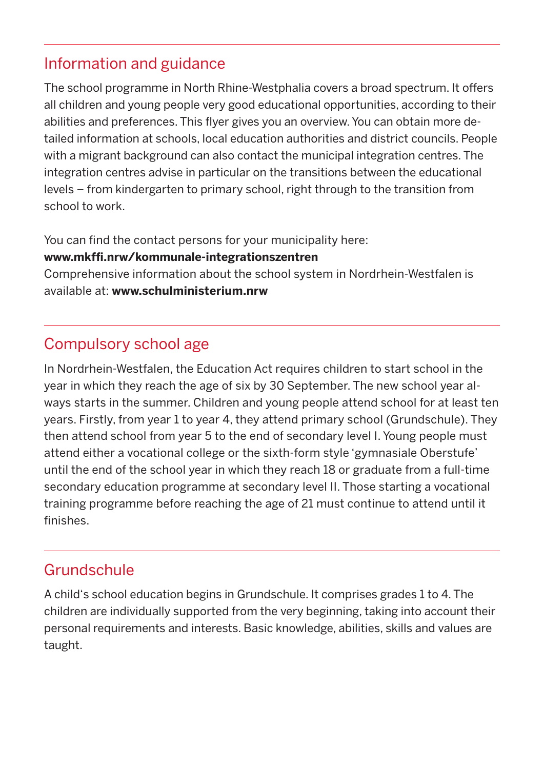## Information and guidance

The school programme in North Rhine-Westphalia covers a broad spectrum. It offers all children and young people very good educational opportunities, according to their abilities and preferences. This flyer gives you an overview. You can obtain more detailed information at schools, local education authorities and district councils. People with a migrant background can also contact the municipal integration centres. The integration centres advise in particular on the transitions between the educational levels – from kindergarten to primary school, right through to the transition from school to work.

You can find the contact persons for your municipality here:
**www.mkffi.nrw/kommunale-integrationszentren**
Comprehensive information about the school system in Nordrhein-Westfalen is available at: **www.schulministerium.nrw**

## Compulsory school age

In Nordrhein-Westfalen, the Education Act requires children to start school in the year in which they reach the age of six by 30 September. The new school year always starts in the summer. Children and young people attend school for at least ten years. Firstly, from year 1 to year 4, they attend primary school (Grundschule). They then attend school from year 5 to the end of secondary level I. Young people must attend either a vocational college or the sixth-form style 'gymnasiale Oberstufe' until the end of the school year in which they reach 18 or graduate from a full-time secondary education programme at secondary level II. Those starting a vocational training programme before reaching the age of 21 must continue to attend until it finishes.

## Grundschule

A child's school education begins in Grundschule. It comprises grades 1 to 4. The children are individually supported from the very beginning, taking into account their personal requirements and interests. Basic knowledge, abilities, skills and values are taught.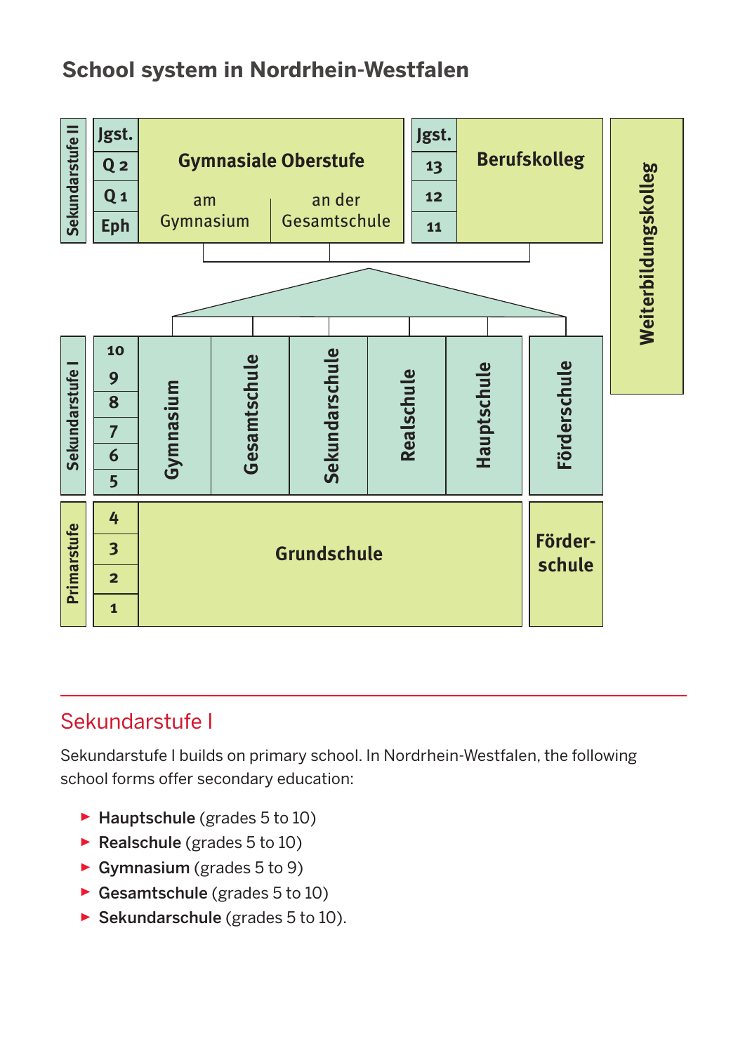## School system in Nordrhein-Westfalen

| Stufe | Jgst. | School forms |
| --- | --- | --- |
| Sekundarstufe II | Q 2, Q 1, Eph | Gymnasiale Oberstufe (am Gymnasium / an der Gesamtschule) |
| Sekundarstufe II | 13, 12, 11 | Berufskolleg |
| Sekundarstufe I | 10, 9, 8, 7, 6, 5 | Gymnasium, Gesamtschule, Sekundarschule, Realschule, Hauptschule, Förderschule |
| Primarstufe | 4, 3, 2, 1 | Grundschule, Förderschule |

Weiterbildungskolleg

## Sekundarstufe I

Sekundarstufe I builds on primary school. In Nordrhein-Westfalen, the following school forms offer secondary education:

- **Hauptschule** (grades 5 to 10)
- **Realschule** (grades 5 to 10)
- **Gymnasium** (grades 5 to 9)
- **Gesamtschule** (grades 5 to 10)
- **Sekundarschule** (grades 5 to 10).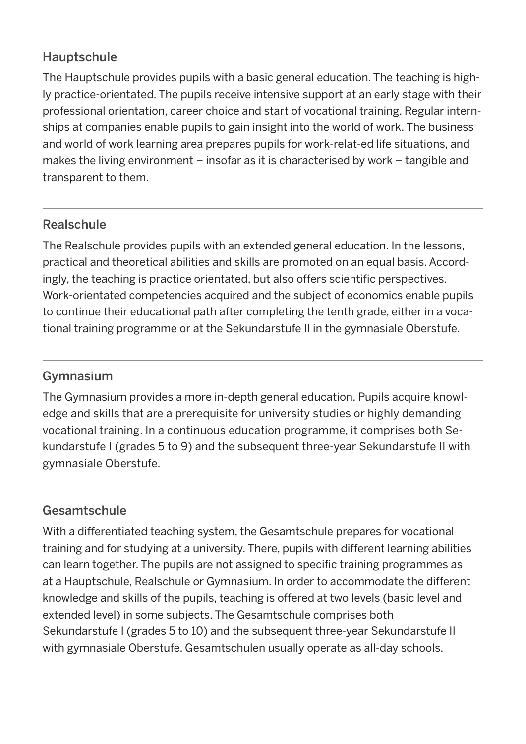## Hauptschule

The Hauptschule provides pupils with a basic general education. The teaching is highly practice-orientated. The pupils receive intensive support at an early stage with their professional orientation, career choice and start of vocational training. Regular internships at companies enable pupils to gain insight into the world of work. The business and world of work learning area prepares pupils for work-relat-ed life situations, and makes the living environment – insofar as it is characterised by work – tangible and transparent to them.

## Realschule

The Realschule provides pupils with an extended general education. In the lessons, practical and theoretical abilities and skills are promoted on an equal basis. Accordingly, the teaching is practice orientated, but also offers scientific perspectives. Work-orientated competencies acquired and the subject of economics enable pupils to continue their educational path after completing the tenth grade, either in a vocational training programme or at the Sekundarstufe II in the gymnasiale Oberstufe.

## Gymnasium

The Gymnasium provides a more in-depth general education. Pupils acquire knowledge and skills that are a prerequisite for university studies or highly demanding vocational training. In a continuous education programme, it comprises both Sekundarstufe I (grades 5 to 9) and the subsequent three-year Sekundarstufe II with gymnasiale Oberstufe.

## Gesamtschule

With a differentiated teaching system, the Gesamtschule prepares for vocational training and for studying at a university. There, pupils with different learning abilities can learn together. The pupils are not assigned to specific training programmes as at a Hauptschule, Realschule or Gymnasium. In order to accommodate the different knowledge and skills of the pupils, teaching is offered at two levels (basic level and extended level) in some subjects. The Gesamtschule comprises both Sekundarstufe I (grades 5 to 10) and the subsequent three-year Sekundarstufe II with gymnasiale Oberstufe. Gesamtschulen usually operate as all-day schools.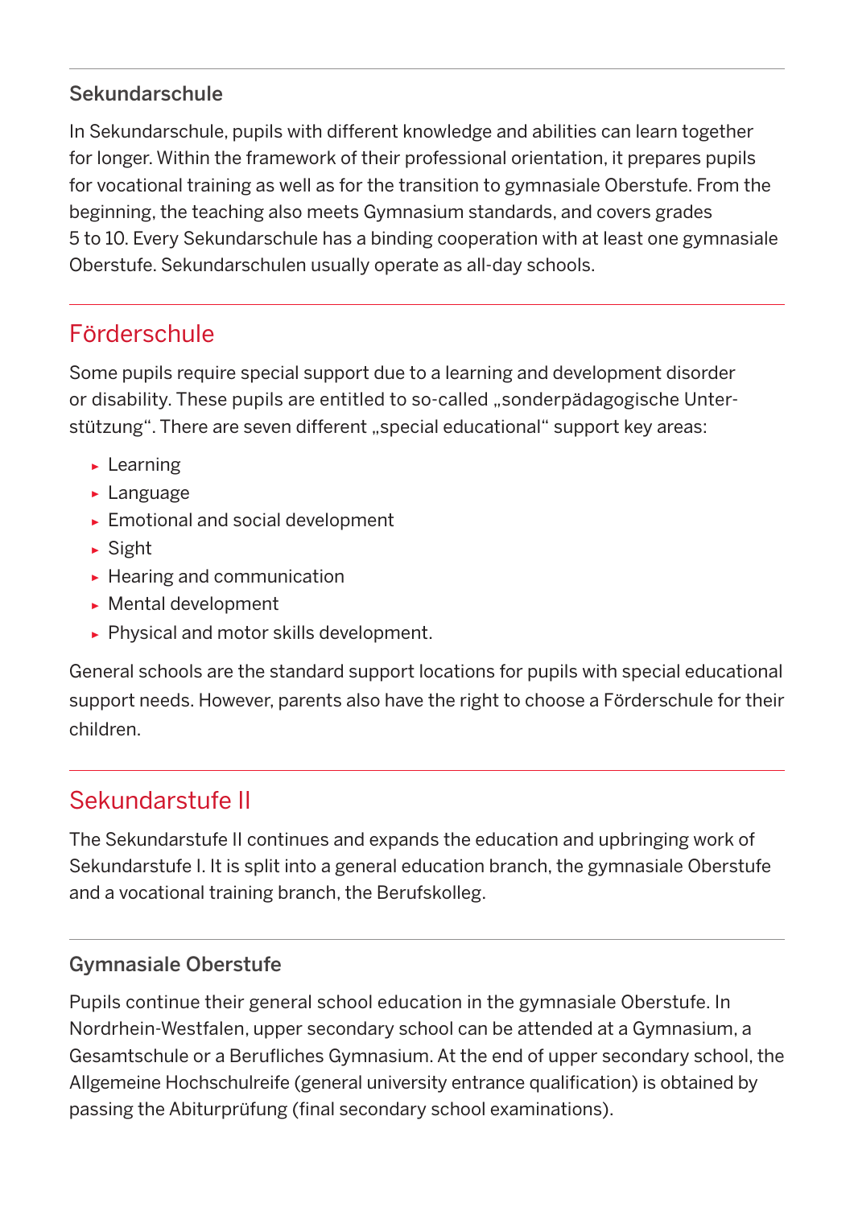### Sekundarschule

In Sekundarschule, pupils with different knowledge and abilities can learn together for longer. Within the framework of their professional orientation, it prepares pupils for vocational training as well as for the transition to gymnasiale Oberstufe. From the beginning, the teaching also meets Gymnasium standards, and covers grades 5 to 10. Every Sekundarschule has a binding cooperation with at least one gymnasiale Oberstufe. Sekundarschulen usually operate as all-day schools.

## Förderschule

Some pupils require special support due to a learning and development disorder or disability. These pupils are entitled to so-called „sonderpädagogische Unterstützung". There are seven different „special educational" support key areas:

- Learning
- Language
- Emotional and social development
- Sight
- Hearing and communication
- Mental development
- Physical and motor skills development.

General schools are the standard support locations for pupils with special educational support needs. However, parents also have the right to choose a Förderschule for their children.

## Sekundarstufe II

The Sekundarstufe II continues and expands the education and upbringing work of Sekundarstufe I. It is split into a general education branch, the gymnasiale Oberstufe and a vocational training branch, the Berufskolleg.

### Gymnasiale Oberstufe

Pupils continue their general school education in the gymnasiale Oberstufe. In Nordrhein-Westfalen, upper secondary school can be attended at a Gymnasium, a Gesamtschule or a Berufliches Gymnasium. At the end of upper secondary school, the Allgemeine Hochschulreife (general university entrance qualification) is obtained by passing the Abiturprüfung (final secondary school examinations).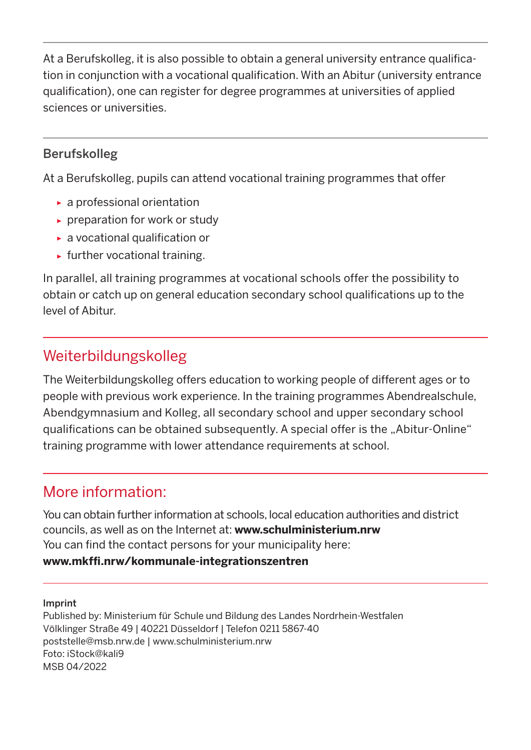At a Berufskolleg, it is also possible to obtain a general university entrance qualification in conjunction with a vocational qualification. With an Abitur (university entrance qualification), one can register for degree programmes at universities of applied sciences or universities.

### Berufskolleg

At a Berufskolleg, pupils can attend vocational training programmes that offer

- a professional orientation
- preparation for work or study
- a vocational qualification or
- further vocational training.

In parallel, all training programmes at vocational schools offer the possibility to obtain or catch up on general education secondary school qualifications up to the level of Abitur.

## Weiterbildungskolleg

The Weiterbildungskolleg offers education to working people of different ages or to people with previous work experience. In the training programmes Abendrealschule, Abendgymnasium and Kolleg, all secondary school and upper secondary school qualifications can be obtained subsequently. A special offer is the „Abitur-Online" training programme with lower attendance requirements at school.

## More information:

You can obtain further information at schools, local education authorities and district councils, as well as on the Internet at: **www.schulministerium.nrw**
You can find the contact persons for your municipality here:
**www.mkffi.nrw/kommunale-integrationszentren**

**Imprint**
Published by: Ministerium für Schule und Bildung des Landes Nordrhein-Westfalen
Völklinger Straße 49 | 40221 Düsseldorf | Telefon 0211 5867-40
poststelle@msb.nrw.de | www.schulministerium.nrw
Foto: iStock@kali9
MSB 04/2022